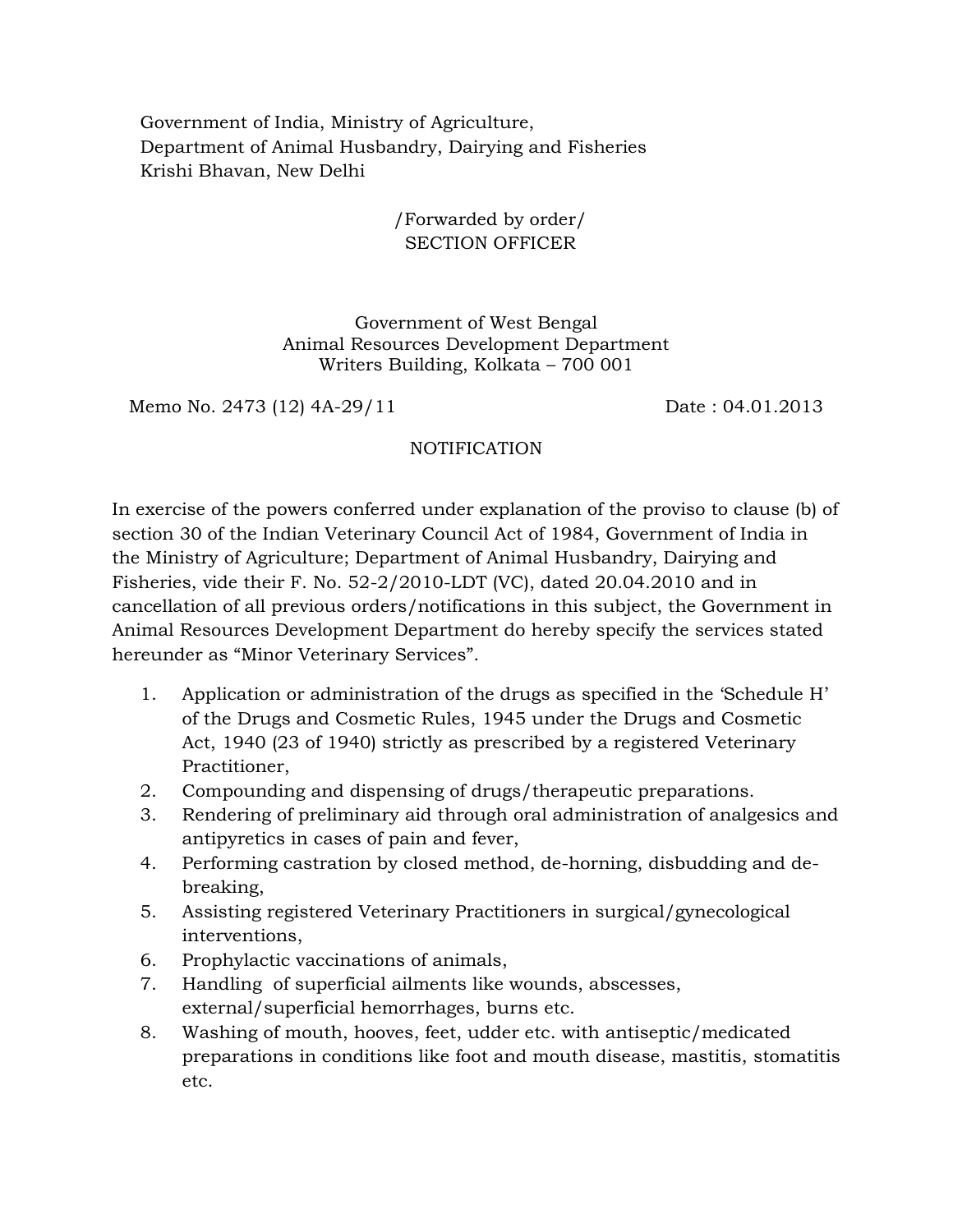Government of India, Ministry of Agriculture,
Department of Animal Husbandry, Dairying and Fisheries
Krishi Bhavan, New Delhi

/Forwarded by order/
SECTION OFFICER

Government of West Bengal
Animal Resources Development Department
Writers Building, Kolkata – 700 001

Memo No. 2473 (12) 4A-29/11 Date : 04.01.2013

NOTIFICATION

In exercise of the powers conferred under explanation of the proviso to clause (b) of section 30 of the Indian Veterinary Council Act of 1984, Government of India in the Ministry of Agriculture; Department of Animal Husbandry, Dairying and Fisheries, vide their F. No. 52-2/2010-LDT (VC), dated 20.04.2010 and in cancellation of all previous orders/notifications in this subject, the Government in Animal Resources Development Department do hereby specify the services stated hereunder as "Minor Veterinary Services".

1. Application or administration of the drugs as specified in the 'Schedule H' of the Drugs and Cosmetic Rules, 1945 under the Drugs and Cosmetic Act, 1940 (23 of 1940) strictly as prescribed by a registered Veterinary Practitioner,
2. Compounding and dispensing of drugs/therapeutic preparations.
3. Rendering of preliminary aid through oral administration of analgesics and antipyretics in cases of pain and fever,
4. Performing castration by closed method, de-horning, disbudding and de-breaking,
5. Assisting registered Veterinary Practitioners in surgical/gynecological interventions,
6. Prophylactic vaccinations of animals,
7. Handling of superficial ailments like wounds, abscesses, external/superficial hemorrhages, burns etc.
8. Washing of mouth, hooves, feet, udder etc. with antiseptic/medicated preparations in conditions like foot and mouth disease, mastitis, stomatitis etc.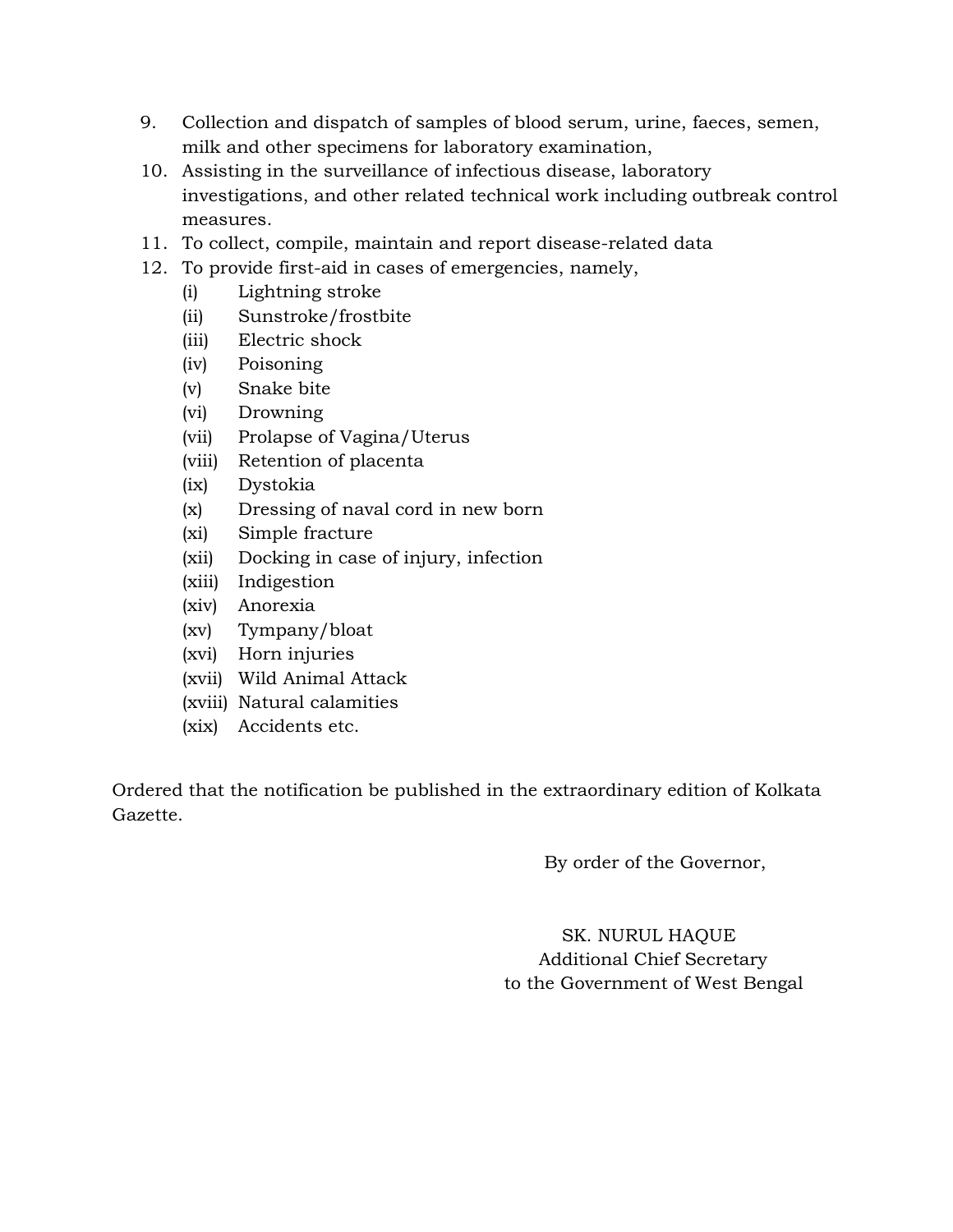9. Collection and dispatch of samples of blood serum, urine, faeces, semen, milk and other specimens for laboratory examination,
10. Assisting in the surveillance of infectious disease, laboratory investigations, and other related technical work including outbreak control measures.
11. To collect, compile, maintain and report disease-related data
12. To provide first-aid in cases of emergencies, namely,
    - (i) Lightning stroke
    - (ii) Sunstroke/frostbite
    - (iii) Electric shock
    - (iv) Poisoning
    - (v) Snake bite
    - (vi) Drowning
    - (vii) Prolapse of Vagina/Uterus
    - (viii) Retention of placenta
    - (ix) Dystokia
    - (x) Dressing of naval cord in new born
    - (xi) Simple fracture
    - (xii) Docking in case of injury, infection
    - (xiii) Indigestion
    - (xiv) Anorexia
    - (xv) Tympany/bloat
    - (xvi) Horn injuries
    - (xvii) Wild Animal Attack
    - (xviii) Natural calamities
    - (xix) Accidents etc.

Ordered that the notification be published in the extraordinary edition of Kolkata Gazette.

By order of the Governor,

SK. NURUL HAQUE
Additional Chief Secretary
to the Government of West Bengal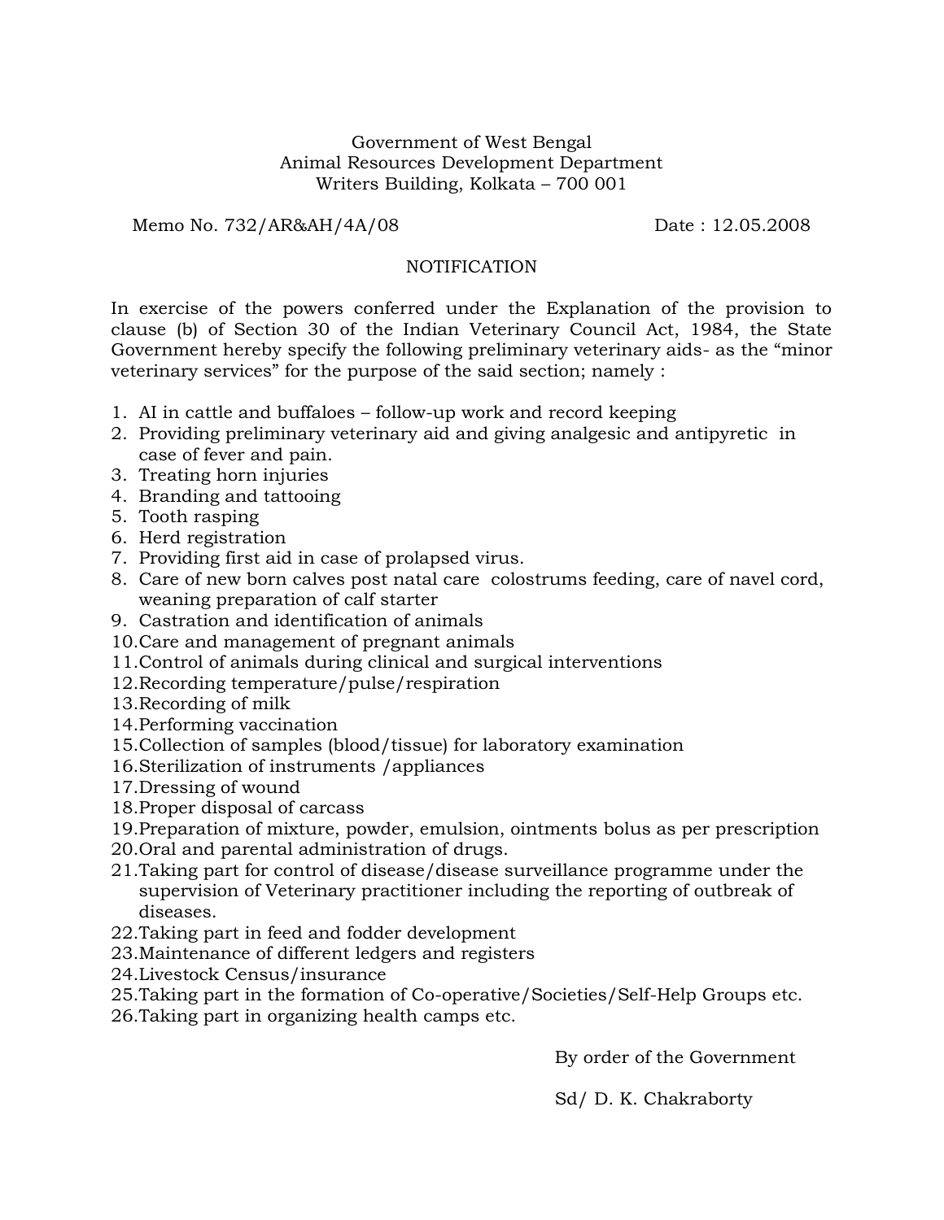Government of West Bengal
Animal Resources Development Department
Writers Building, Kolkata – 700 001

Memo No. 732/AR&AH/4A/08 Date : 12.05.2008

NOTIFICATION

In exercise of the powers conferred under the Explanation of the provision to clause (b) of Section 30 of the Indian Veterinary Council Act, 1984, the State Government hereby specify the following preliminary veterinary aids- as the "minor veterinary services" for the purpose of the said section; namely :

1. AI in cattle and buffaloes – follow-up work and record keeping
2. Providing preliminary veterinary aid and giving analgesic and antipyretic in case of fever and pain.
3. Treating horn injuries
4. Branding and tattooing
5. Tooth rasping
6. Herd registration
7. Providing first aid in case of prolapsed virus.
8. Care of new born calves post natal care colostrums feeding, care of navel cord, weaning preparation of calf starter
9. Castration and identification of animals
10. Care and management of pregnant animals
11. Control of animals during clinical and surgical interventions
12. Recording temperature/pulse/respiration
13. Recording of milk
14. Performing vaccination
15. Collection of samples (blood/tissue) for laboratory examination
16. Sterilization of instruments /appliances
17. Dressing of wound
18. Proper disposal of carcass
19. Preparation of mixture, powder, emulsion, ointments bolus as per prescription
20. Oral and parental administration of drugs.
21. Taking part for control of disease/disease surveillance programme under the supervision of Veterinary practitioner including the reporting of outbreak of diseases.
22. Taking part in feed and fodder development
23. Maintenance of different ledgers and registers
24. Livestock Census/insurance
25. Taking part in the formation of Co-operative/Societies/Self-Help Groups etc.
26. Taking part in organizing health camps etc.

By order of the Government

Sd/ D. K. Chakraborty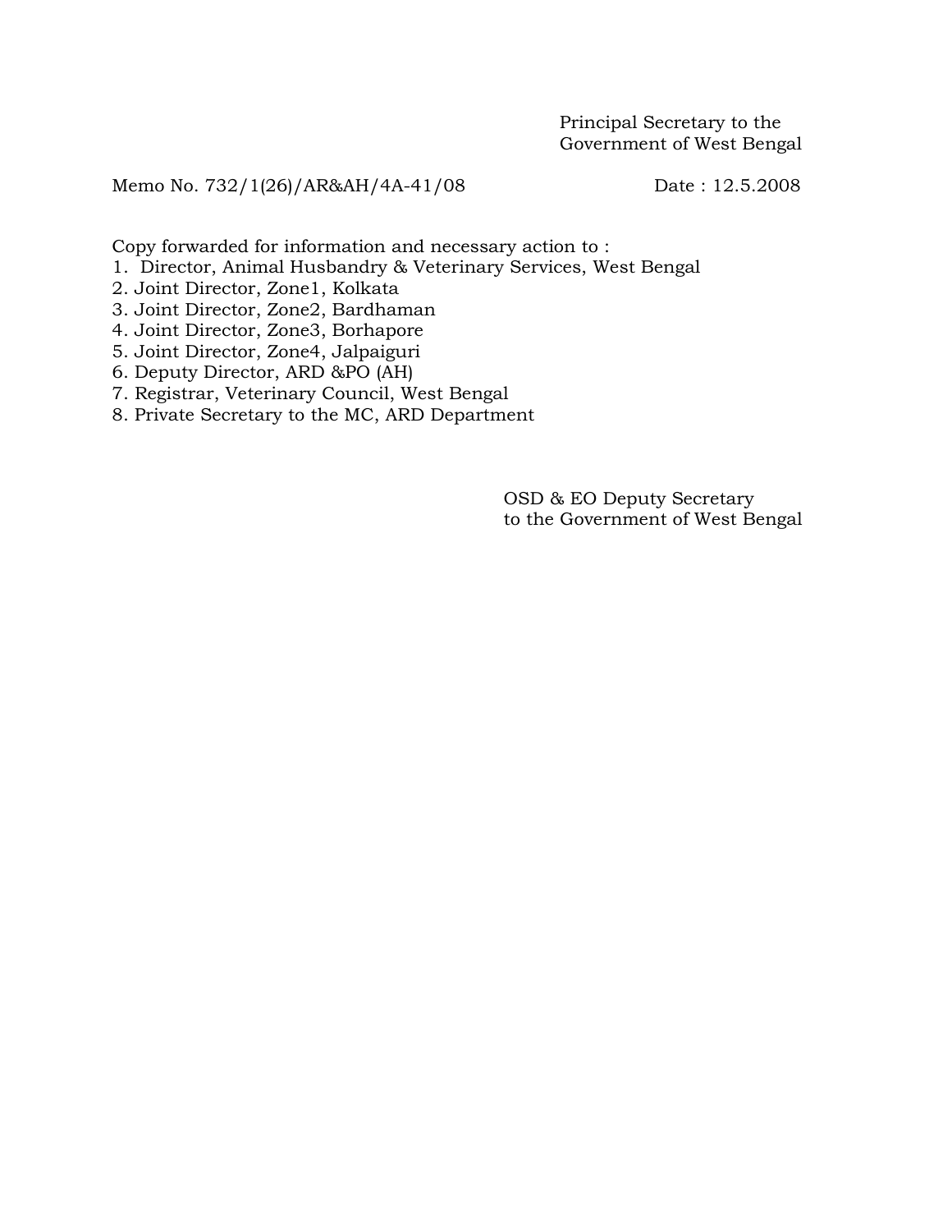Principal Secretary to the
Government of West Bengal

Memo No. 732/1(26)/AR&AH/4A-41/08 Date : 12.5.2008

Copy forwarded for information and necessary action to :

1. Director, Animal Husbandry & Veterinary Services, West Bengal
2. Joint Director, Zone1, Kolkata
3. Joint Director, Zone2, Bardhaman
4. Joint Director, Zone3, Borhapore
5. Joint Director, Zone4, Jalpaiguri
6. Deputy Director, ARD &PO (AH)
7. Registrar, Veterinary Council, West Bengal
8. Private Secretary to the MC, ARD Department

OSD & EO Deputy Secretary
to the Government of West Bengal